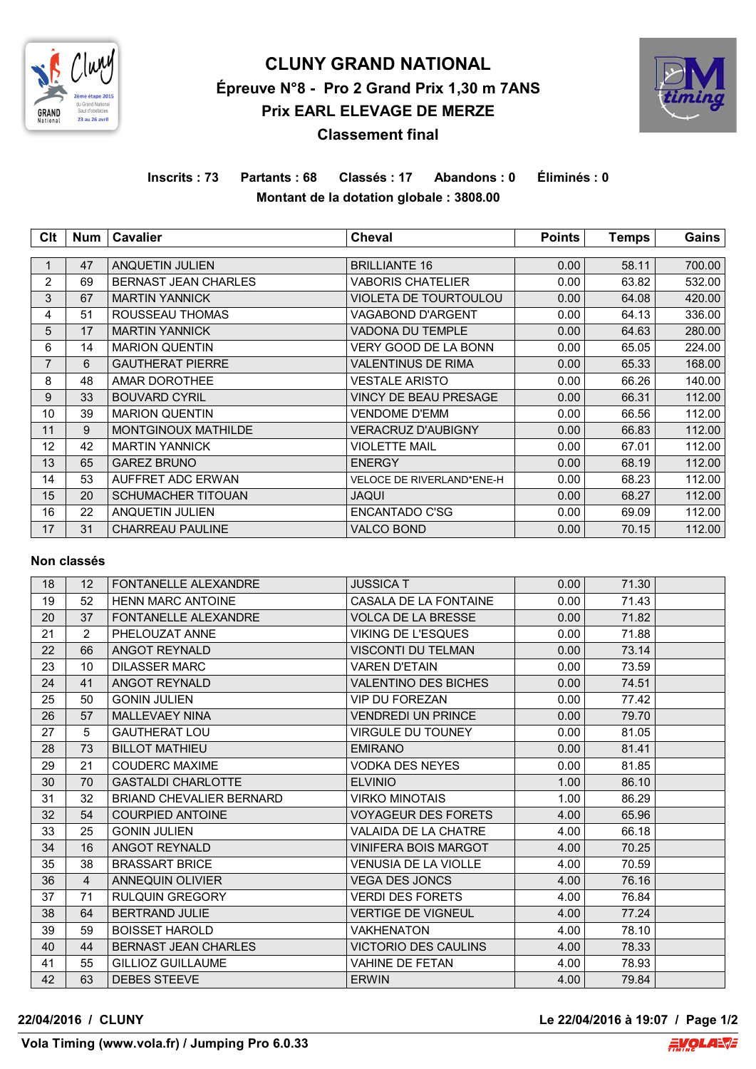# CLUNY GRAND NATIONAL

## Épreuve N°8 - Pro 2 Grand Prix 1,30 m 7ANS

## Prix EARL ELEVAGE DE MERZE

## Classement final

**Inscrits : 73 Partants : 68 Classés : 17 Abandons : 0 Éliminés : 0**

**Montant de la dotation globale : 3808.00**

| Clt | Num | Cavalier | Cheval | Points | Temps | Gains |
|---|---|---|---|---|---|---|
| 1 | 47 | ANQUETIN JULIEN | BRILLIANTE 16 | 0.00 | 58.11 | 700.00 |
| 2 | 69 | BERNAST JEAN CHARLES | VABORIS CHATELIER | 0.00 | 63.82 | 532.00 |
| 3 | 67 | MARTIN YANNICK | VIOLETA DE TOURTOULOU | 0.00 | 64.08 | 420.00 |
| 4 | 51 | ROUSSEAU THOMAS | VAGABOND D'ARGENT | 0.00 | 64.13 | 336.00 |
| 5 | 17 | MARTIN YANNICK | VADONA DU TEMPLE | 0.00 | 64.63 | 280.00 |
| 6 | 14 | MARION QUENTIN | VERY GOOD DE LA BONN | 0.00 | 65.05 | 224.00 |
| 7 | 6 | GAUTHERAT PIERRE | VALENTINUS DE RIMA | 0.00 | 65.33 | 168.00 |
| 8 | 48 | AMAR DOROTHEE | VESTALE ARISTO | 0.00 | 66.26 | 140.00 |
| 9 | 33 | BOUVARD CYRIL | VINCY DE BEAU PRESAGE | 0.00 | 66.31 | 112.00 |
| 10 | 39 | MARION QUENTIN | VENDOME D'EMM | 0.00 | 66.56 | 112.00 |
| 11 | 9 | MONTGINOUX MATHILDE | VERACRUZ D'AUBIGNY | 0.00 | 66.83 | 112.00 |
| 12 | 42 | MARTIN YANNICK | VIOLETTE MAIL | 0.00 | 67.01 | 112.00 |
| 13 | 65 | GAREZ BRUNO | ENERGY | 0.00 | 68.19 | 112.00 |
| 14 | 53 | AUFFRET ADC ERWAN | VELOCE DE RIVERLAND*ENE-H | 0.00 | 68.23 | 112.00 |
| 15 | 20 | SCHUMACHER TITOUAN | JAQUI | 0.00 | 68.27 | 112.00 |
| 16 | 22 | ANQUETIN JULIEN | ENCANTADO C'SG | 0.00 | 69.09 | 112.00 |
| 17 | 31 | CHARREAU PAULINE | VALCO BOND | 0.00 | 70.15 | 112.00 |

**Non classés**

| Clt | Num | Cavalier | Cheval | Points | Temps | Gains |
|---|---|---|---|---|---|---|
| 18 | 12 | FONTANELLE ALEXANDRE | JUSSICA T | 0.00 | 71.30 | |
| 19 | 52 | HENN MARC ANTOINE | CASALA DE LA FONTAINE | 0.00 | 71.43 | |
| 20 | 37 | FONTANELLE ALEXANDRE | VOLCA DE LA BRESSE | 0.00 | 71.82 | |
| 21 | 2 | PHELOUZAT ANNE | VIKING DE L'ESQUES | 0.00 | 71.88 | |
| 22 | 66 | ANGOT REYNALD | VISCONTI DU TELMAN | 0.00 | 73.14 | |
| 23 | 10 | DILASSER MARC | VAREN D'ETAIN | 0.00 | 73.59 | |
| 24 | 41 | ANGOT REYNALD | VALENTINO DES BICHES | 0.00 | 74.51 | |
| 25 | 50 | GONIN JULIEN | VIP DU FOREZAN | 0.00 | 77.42 | |
| 26 | 57 | MALLEVAEY NINA | VENDREDI UN PRINCE | 0.00 | 79.70 | |
| 27 | 5 | GAUTHERAT LOU | VIRGULE DU TOUNEY | 0.00 | 81.05 | |
| 28 | 73 | BILLOT MATHIEU | EMIRANO | 0.00 | 81.41 | |
| 29 | 21 | COUDERC MAXIME | VODKA DES NEYES | 0.00 | 81.85 | |
| 30 | 70 | GASTALDI CHARLOTTE | ELVINIO | 1.00 | 86.10 | |
| 31 | 32 | BRIAND CHEVALIER BERNARD | VIRKO MINOTAIS | 1.00 | 86.29 | |
| 32 | 54 | COURPIED ANTOINE | VOYAGEUR DES FORETS | 4.00 | 65.96 | |
| 33 | 25 | GONIN JULIEN | VALAIDA DE LA CHATRE | 4.00 | 66.18 | |
| 34 | 16 | ANGOT REYNALD | VINIFERA BOIS MARGOT | 4.00 | 70.25 | |
| 35 | 38 | BRASSART BRICE | VENUSIA DE LA VIOLLE | 4.00 | 70.59 | |
| 36 | 4 | ANNEQUIN OLIVIER | VEGA DES JONCS | 4.00 | 76.16 | |
| 37 | 71 | RULQUIN GREGORY | VERDI DES FORETS | 4.00 | 76.84 | |
| 38 | 64 | BERTRAND JULIE | VERTIGE DE VIGNEUL | 4.00 | 77.24 | |
| 39 | 59 | BOISSET HAROLD | VAKHENATON | 4.00 | 78.10 | |
| 40 | 44 | BERNAST JEAN CHARLES | VICTORIO DES CAULINS | 4.00 | 78.33 | |
| 41 | 55 | GILLIOZ GUILLAUME | VAHINE DE FETAN | 4.00 | 78.93 | |
| 42 | 63 | DEBES STEEVE | ERWIN | 4.00 | 79.84 | |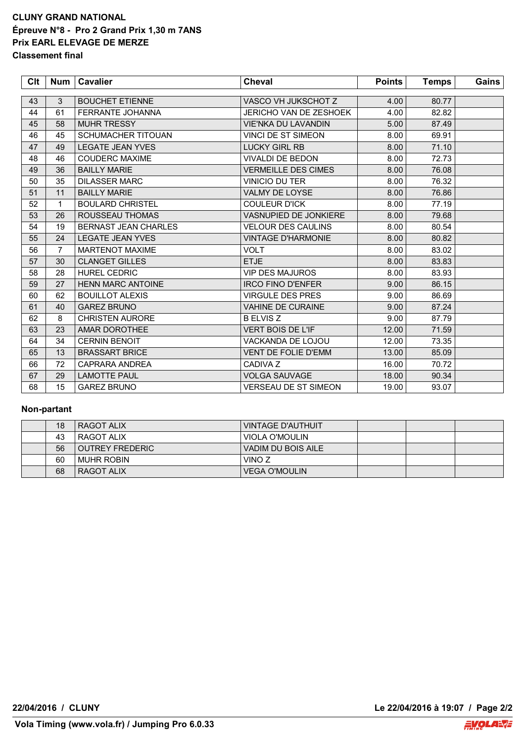**CLUNY GRAND NATIONAL**
**Épreuve N°8 - Pro 2 Grand Prix 1,30 m 7ANS**
**Prix EARL ELEVAGE DE MERZE**
**Classement final**

| Clt | Num | Cavalier | Cheval | Points | Temps | Gains |
|---|---|---|---|---|---|---|
| 43 | 3 | BOUCHET ETIENNE | VASCO VH JUKSCHOT Z | 4.00 | 80.77 | |
| 44 | 61 | FERRANTE JOHANNA | JERICHO VAN DE ZESHOEK | 4.00 | 82.82 | |
| 45 | 58 | MUHR TRESSY | VIE'NKA DU LAVANDIN | 5.00 | 87.49 | |
| 46 | 45 | SCHUMACHER TITOUAN | VINCI DE ST SIMEON | 8.00 | 69.91 | |
| 47 | 49 | LEGATE JEAN YVES | LUCKY GIRL RB | 8.00 | 71.10 | |
| 48 | 46 | COUDERC MAXIME | VIVALDI DE BEDON | 8.00 | 72.73 | |
| 49 | 36 | BAILLY MARIE | VERMEILLE DES CIMES | 8.00 | 76.08 | |
| 50 | 35 | DILASSER MARC | VINICIO DU TER | 8.00 | 76.32 | |
| 51 | 11 | BAILLY MARIE | VALMY DE LOYSE | 8.00 | 76.86 | |
| 52 | 1 | BOULARD CHRISTEL | COULEUR D'ICK | 8.00 | 77.19 | |
| 53 | 26 | ROUSSEAU THOMAS | VASNUPIED DE JONKIERE | 8.00 | 79.68 | |
| 54 | 19 | BERNAST JEAN CHARLES | VELOUR DES CAULINS | 8.00 | 80.54 | |
| 55 | 24 | LEGATE JEAN YVES | VINTAGE D'HARMONIE | 8.00 | 80.82 | |
| 56 | 7 | MARTENOT MAXIME | VOLT | 8.00 | 83.02 | |
| 57 | 30 | CLANGET GILLES | ETJE | 8.00 | 83.83 | |
| 58 | 28 | HUREL CEDRIC | VIP DES MAJUROS | 8.00 | 83.93 | |
| 59 | 27 | HENN MARC ANTOINE | IRCO FINO D'ENFER | 9.00 | 86.15 | |
| 60 | 62 | BOUILLOT ALEXIS | VIRGULE DES PRES | 9.00 | 86.69 | |
| 61 | 40 | GAREZ BRUNO | VAHINE DE CURAINE | 9.00 | 87.24 | |
| 62 | 8 | CHRISTEN AURORE | B ELVIS Z | 9.00 | 87.79 | |
| 63 | 23 | AMAR DOROTHEE | VERT BOIS DE L'IF | 12.00 | 71.59 | |
| 64 | 34 | CERNIN BENOIT | VACKANDA DE LOJOU | 12.00 | 73.35 | |
| 65 | 13 | BRASSART BRICE | VENT DE FOLIE D'EMM | 13.00 | 85.09 | |
| 66 | 72 | CAPRARA ANDREA | CADIVA Z | 16.00 | 70.72 | |
| 67 | 29 | LAMOTTE PAUL | VOLGA SAUVAGE | 18.00 | 90.34 | |
| 68 | 15 | GAREZ BRUNO | VERSEAU DE ST SIMEON | 19.00 | 93.07 | |

**Non-partant**

| | | | | | | |
|---|---|---|---|---|---|---|
| | 18 | RAGOT ALIX | VINTAGE D'AUTHUIT | | | |
| | 43 | RAGOT ALIX | VIOLA O'MOULIN | | | |
| | 56 | OUTREY FREDERIC | VADIM DU BOIS AILE | | | |
| | 60 | MUHR ROBIN | VINO Z | | | |
| | 68 | RAGOT ALIX | VEGA O'MOULIN | | | |

**22/04/2016 / CLUNY** **Le 22/04/2016 à 19:07**

**Vola Timing (www.vola.fr) / Jumping Pro 6.0.33**